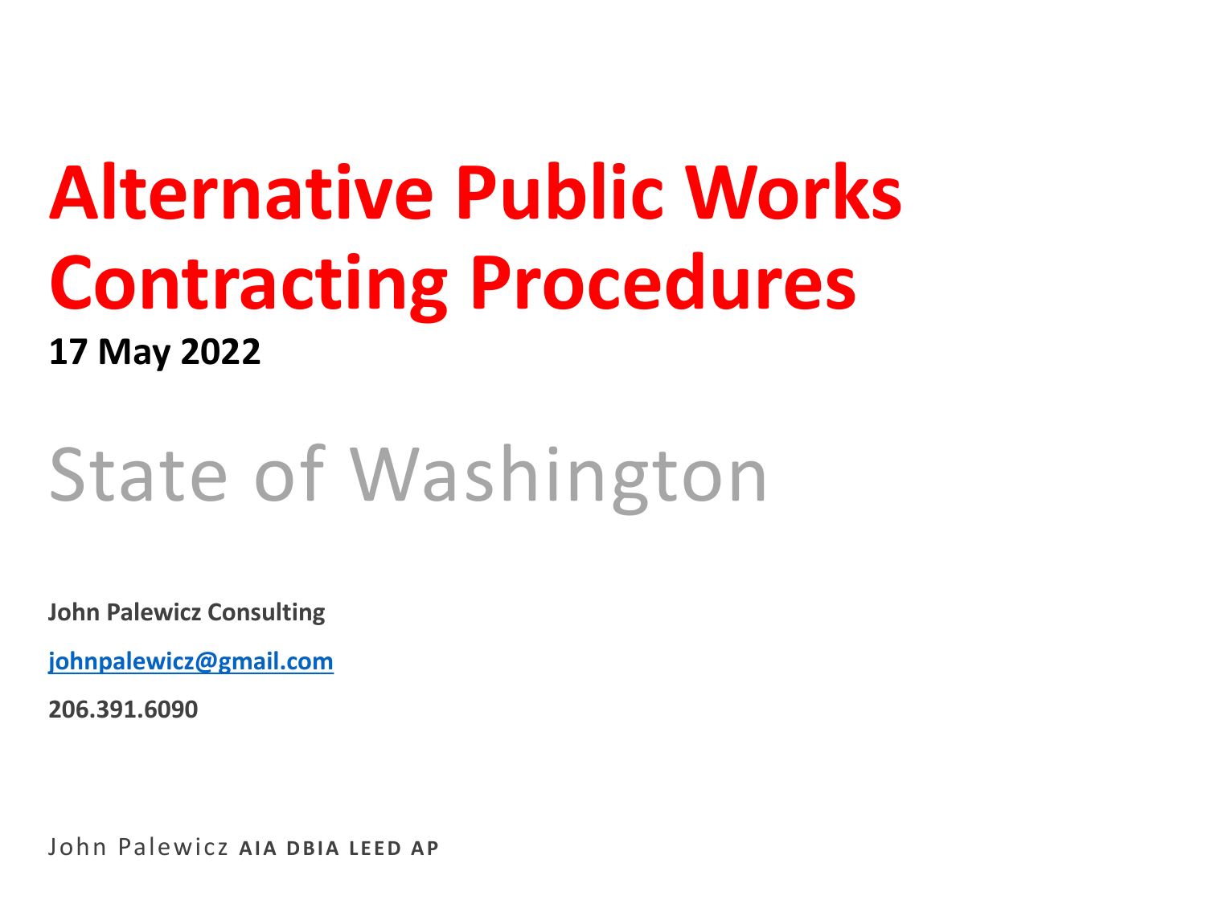# Alternative Public Works Contracting Procedures

**17 May 2022**

## State of Washington

**John Palewicz Consulting**

**johnpalewicz@gmail.com**

**206.391.6090**

John Palewicz **AIA DBIA LEED AP**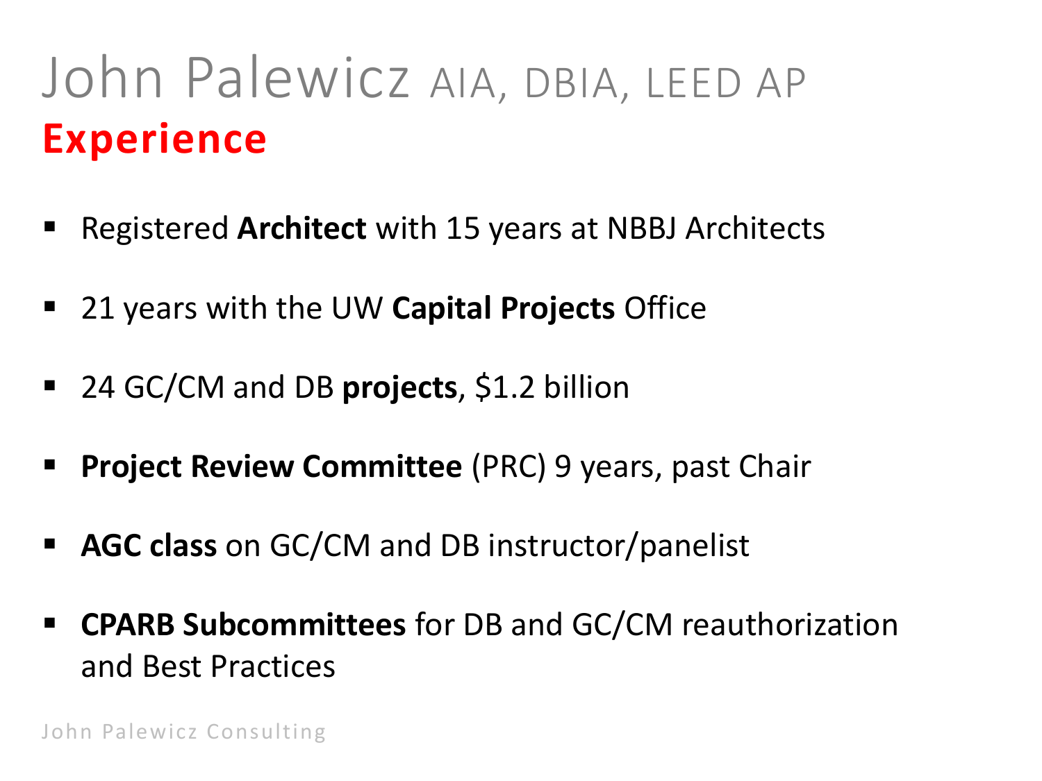# John Palewicz AIA, DBIA, LEED AP

## Experience

- Registered **Architect** with 15 years at NBBJ Architects
- 21 years with the UW **Capital Projects** Office
- 24 GC/CM and DB **projects**, $1.2 billion
- **Project Review Committee** (PRC) 9 years, past Chair
- **AGC class** on GC/CM and DB instructor/panelist
- **CPARB Subcommittees** for DB and GC/CM reauthorization and Best Practices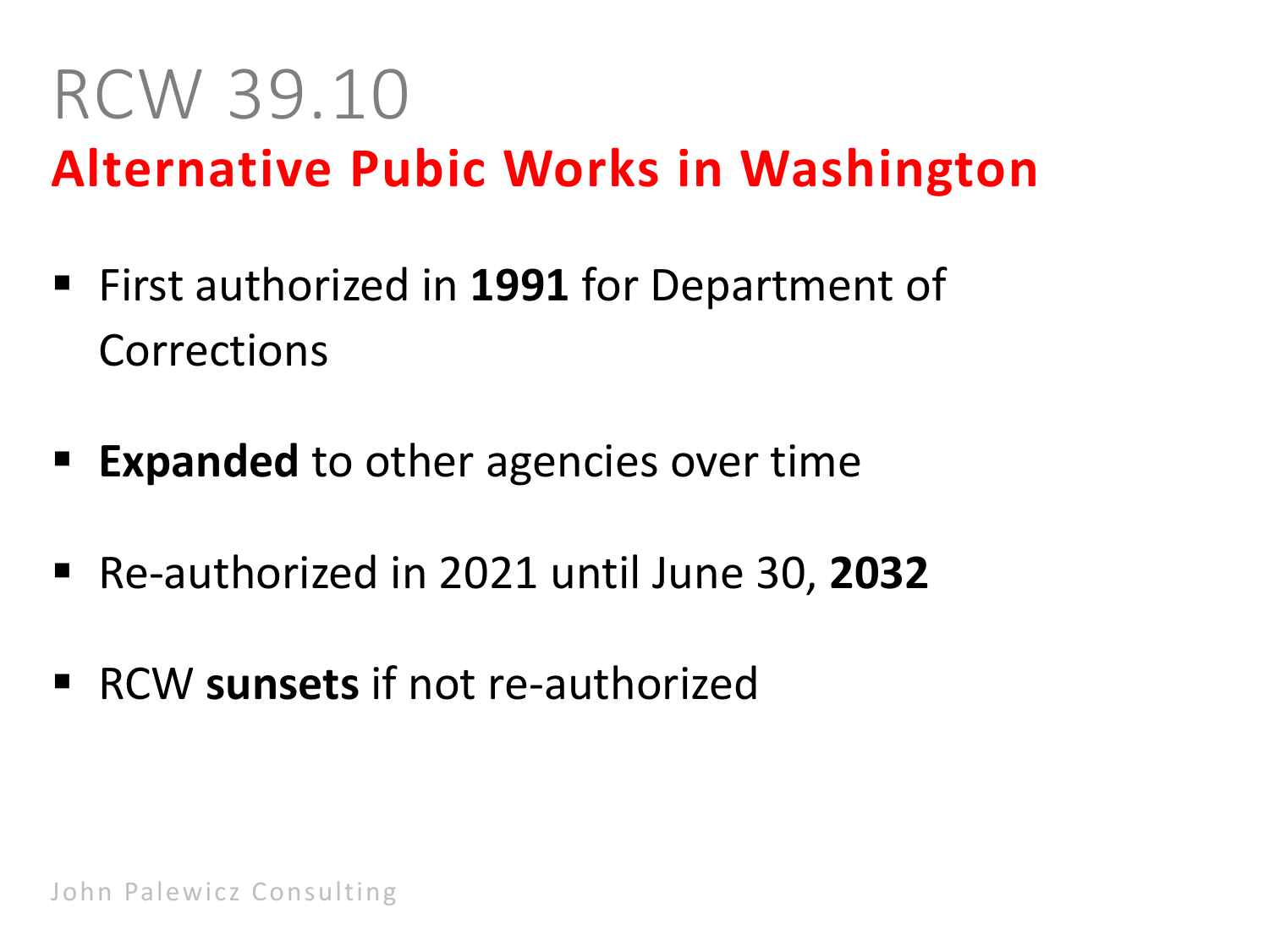# RCW 39.10

## Alternative Pubic Works in Washington

- First authorized in **1991** for Department of Corrections
- **Expanded** to other agencies over time
- Re-authorized in 2021 until June 30, **2032**
- RCW **sunsets** if not re-authorized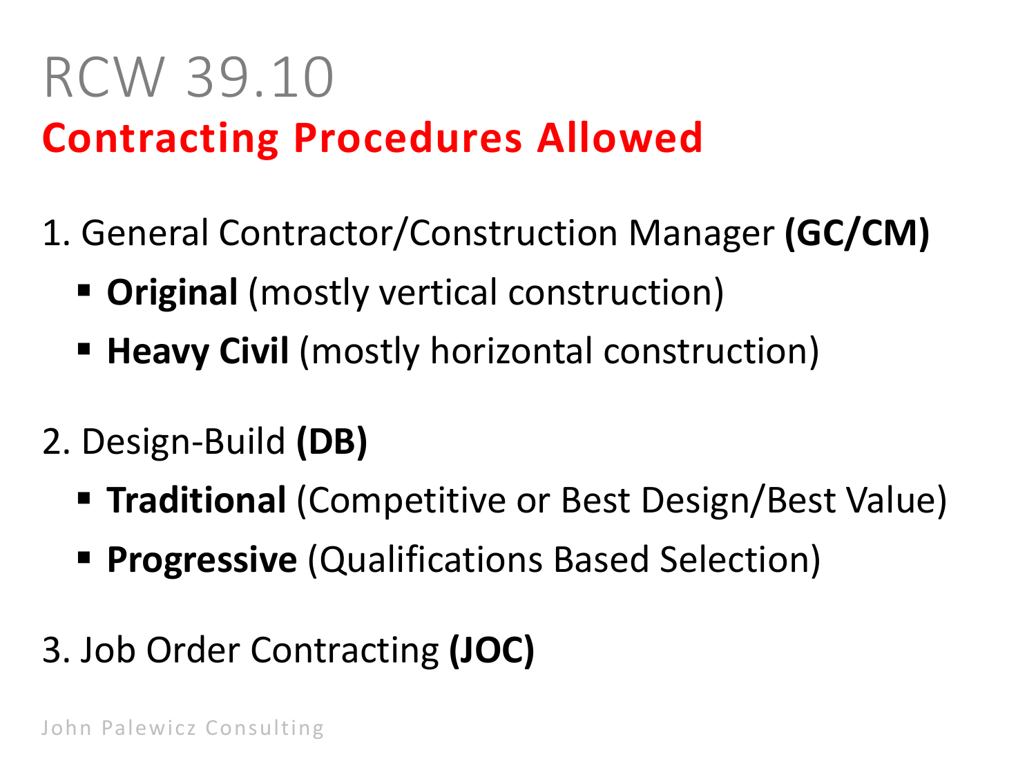# RCW 39.10

## Contracting Procedures Allowed

1. General Contractor/Construction Manager **(GC/CM)**
   - **Original** (mostly vertical construction)
   - **Heavy Civil** (mostly horizontal construction)

2. Design-Build **(DB)**
   - **Traditional** (Competitive or Best Design/Best Value)
   - **Progressive** (Qualifications Based Selection)

3. Job Order Contracting **(JOC)**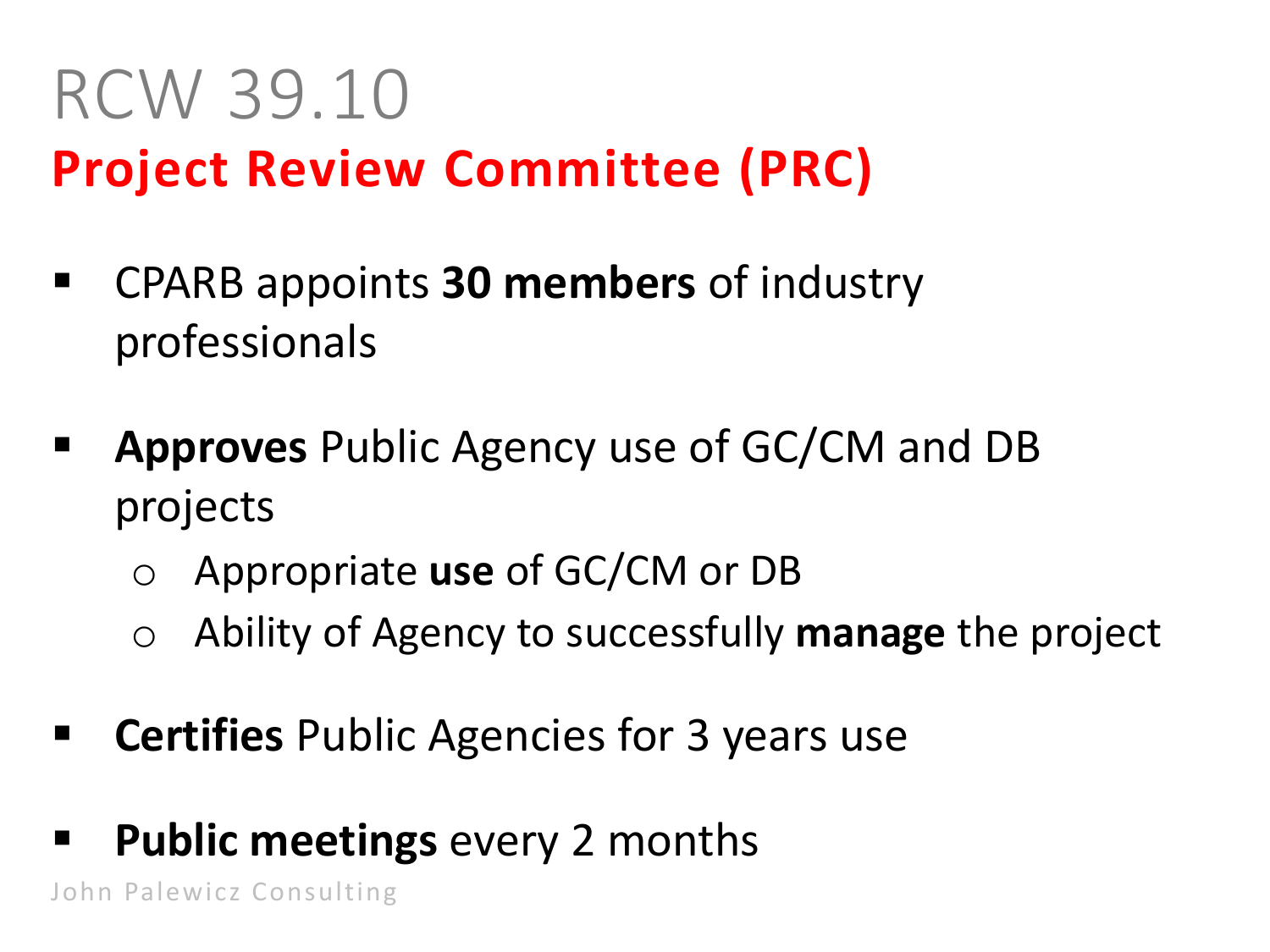# RCW 39.10

## Project Review Committee (PRC)

- CPARB appoints **30 members** of industry professionals
- **Approves** Public Agency use of GC/CM and DB projects
  - Appropriate **use** of GC/CM or DB
  - Ability of Agency to successfully **manage** the project
- **Certifies** Public Agencies for 3 years use
- **Public meetings** every 2 months

John Palewicz Consulting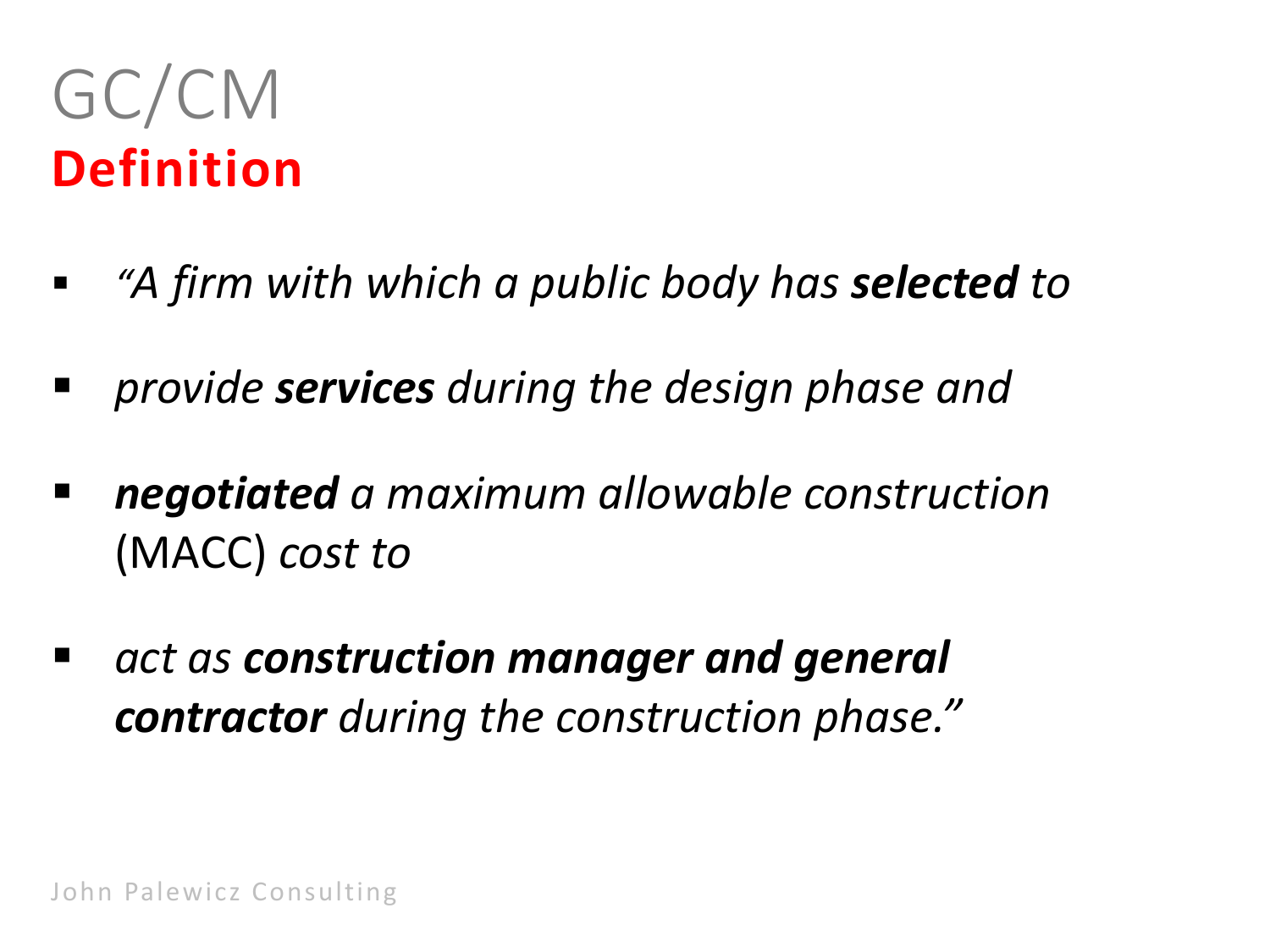# GC/CM

## Definition

- *"A firm with which a public body has **selected** to*
- *provide **services** during the design phase and*
- ***negotiated** a maximum allowable construction* (MACC) *cost to*
- *act as **construction manager and general contractor** during the construction phase."*

John Palewicz Consulting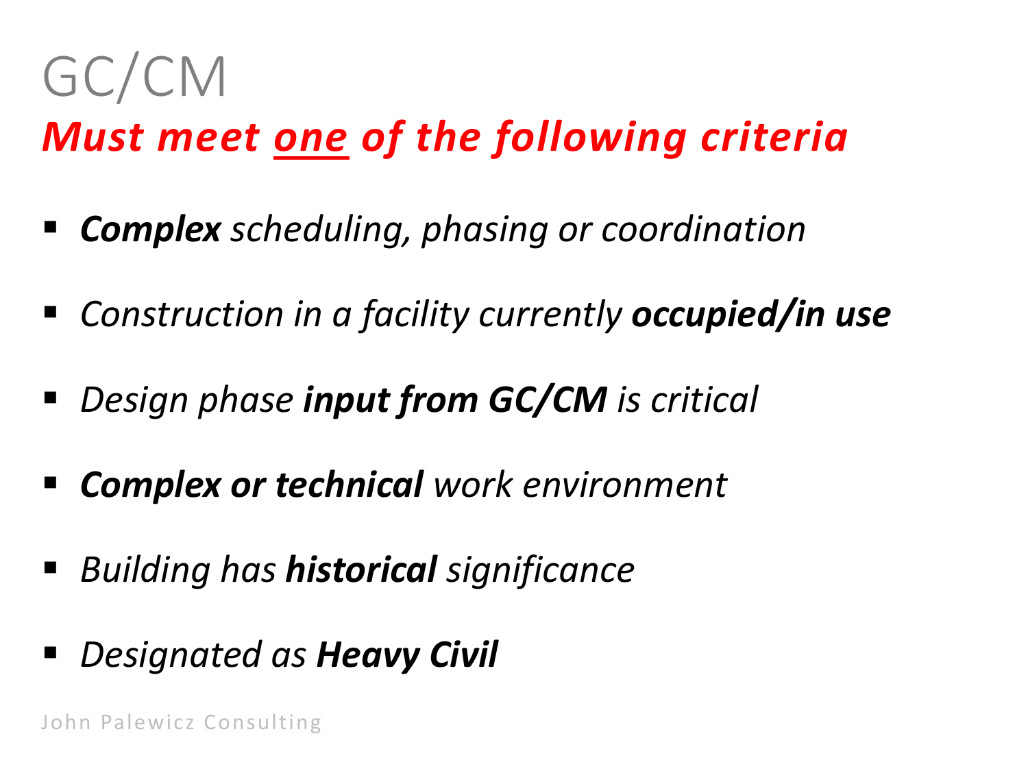# GC/CM

## *Must meet <u>one</u> of the following criteria*

- ***Complex** scheduling, phasing or coordination*
- *Construction in a facility currently **occupied/in use***
- *Design phase **input from GC/CM** is critical*
- ***Complex or technical** work environment*
- *Building has **historical** significance*
- *Designated as **Heavy Civil***

John Palewicz Consulting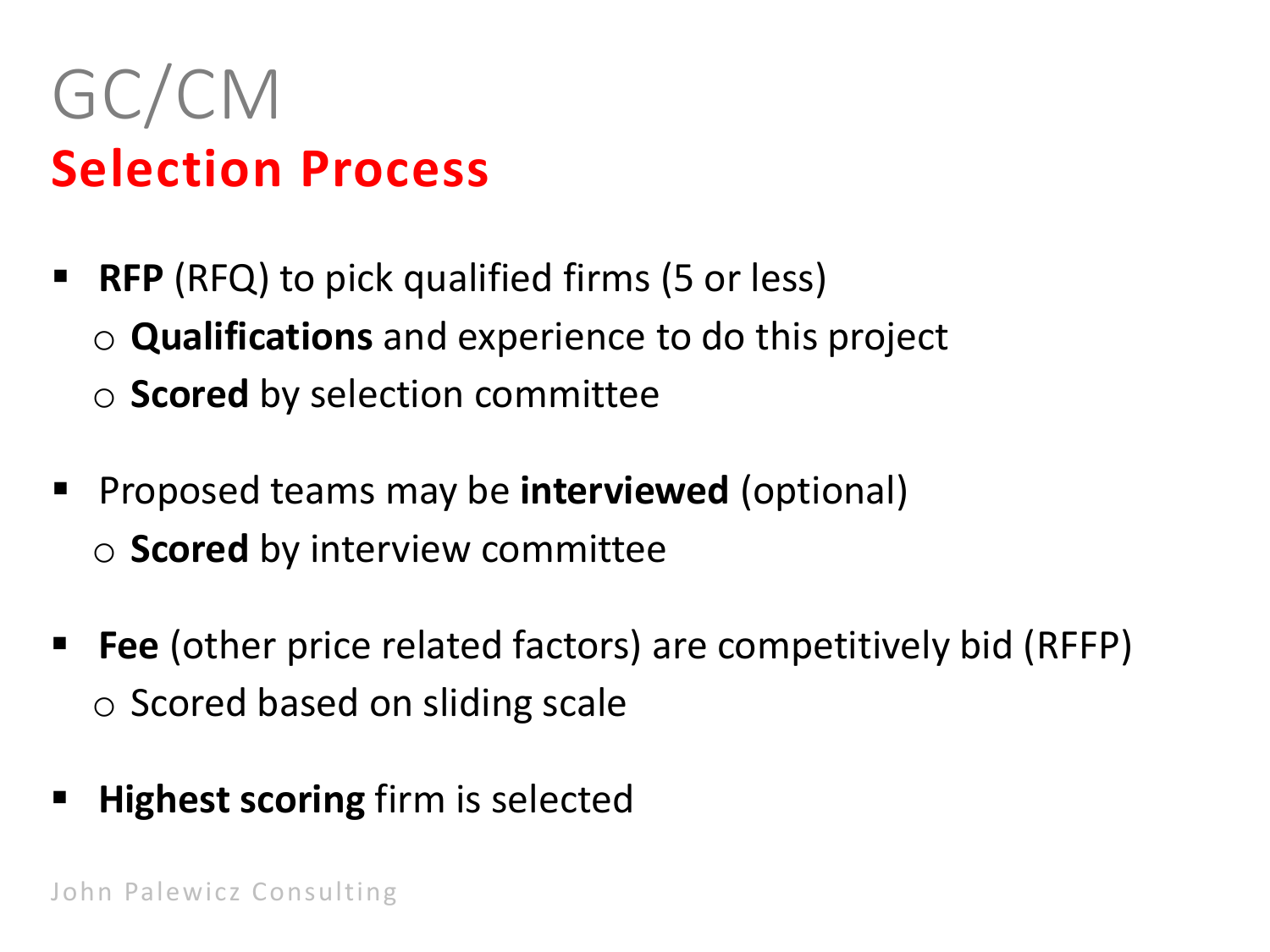# GC/CM
## Selection Process

- **RFP** (RFQ) to pick qualified firms (5 or less)
  - **Qualifications** and experience to do this project
  - **Scored** by selection committee

- Proposed teams may be **interviewed** (optional)
  - **Scored** by interview committee

- **Fee** (other price related factors) are competitively bid (RFFP)
  - Scored based on sliding scale

- **Highest scoring** firm is selected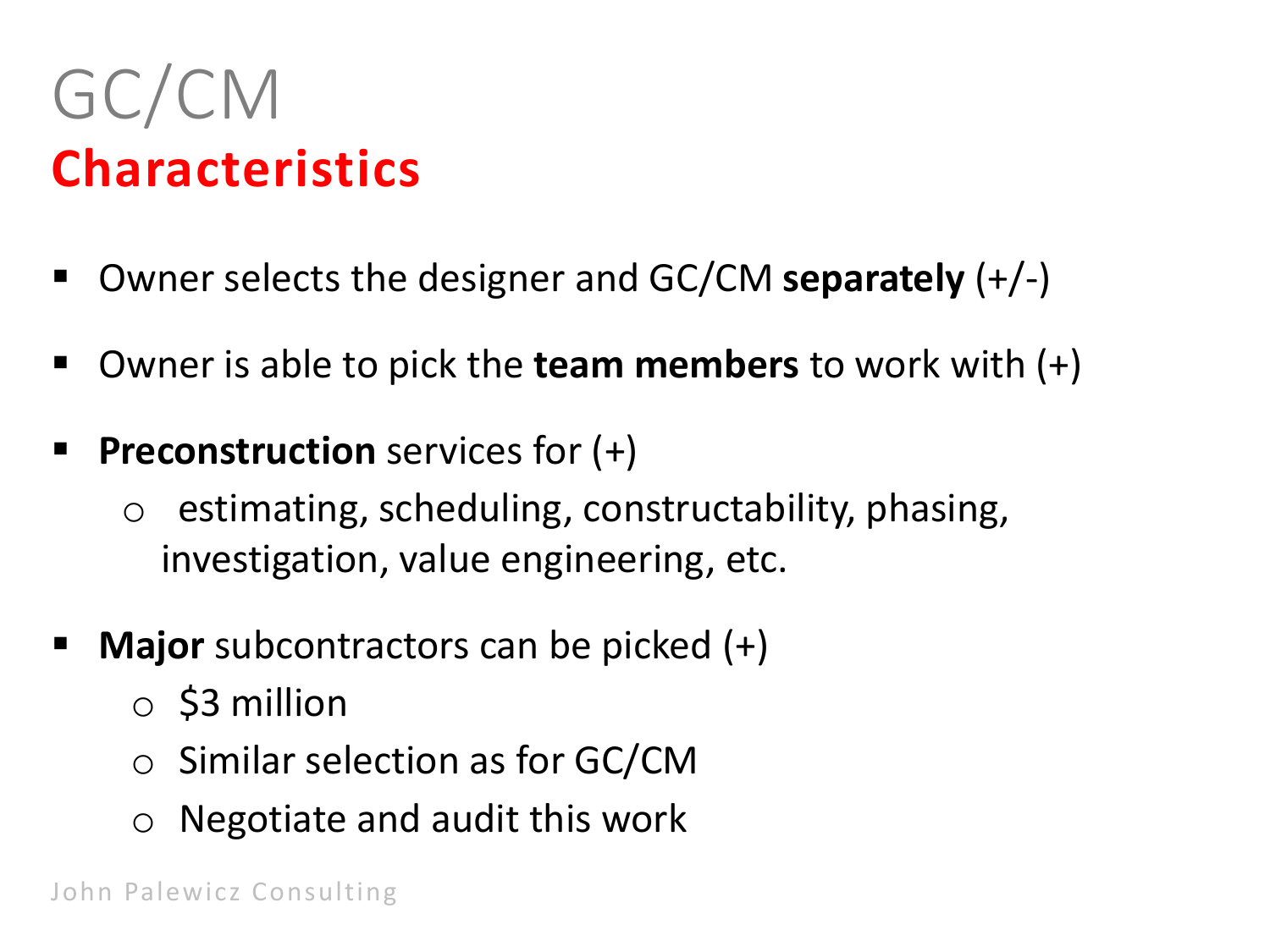# GC/CM

## Characteristics

- Owner selects the designer and GC/CM **separately** (+/-)
- Owner is able to pick the **team members** to work with (+)
- **Preconstruction** services for (+)
  - estimating, scheduling, constructability, phasing, investigation, value engineering, etc.
- **Major** subcontractors can be picked (+)
  - $3 million
  - Similar selection as for GC/CM
  - Negotiate and audit this work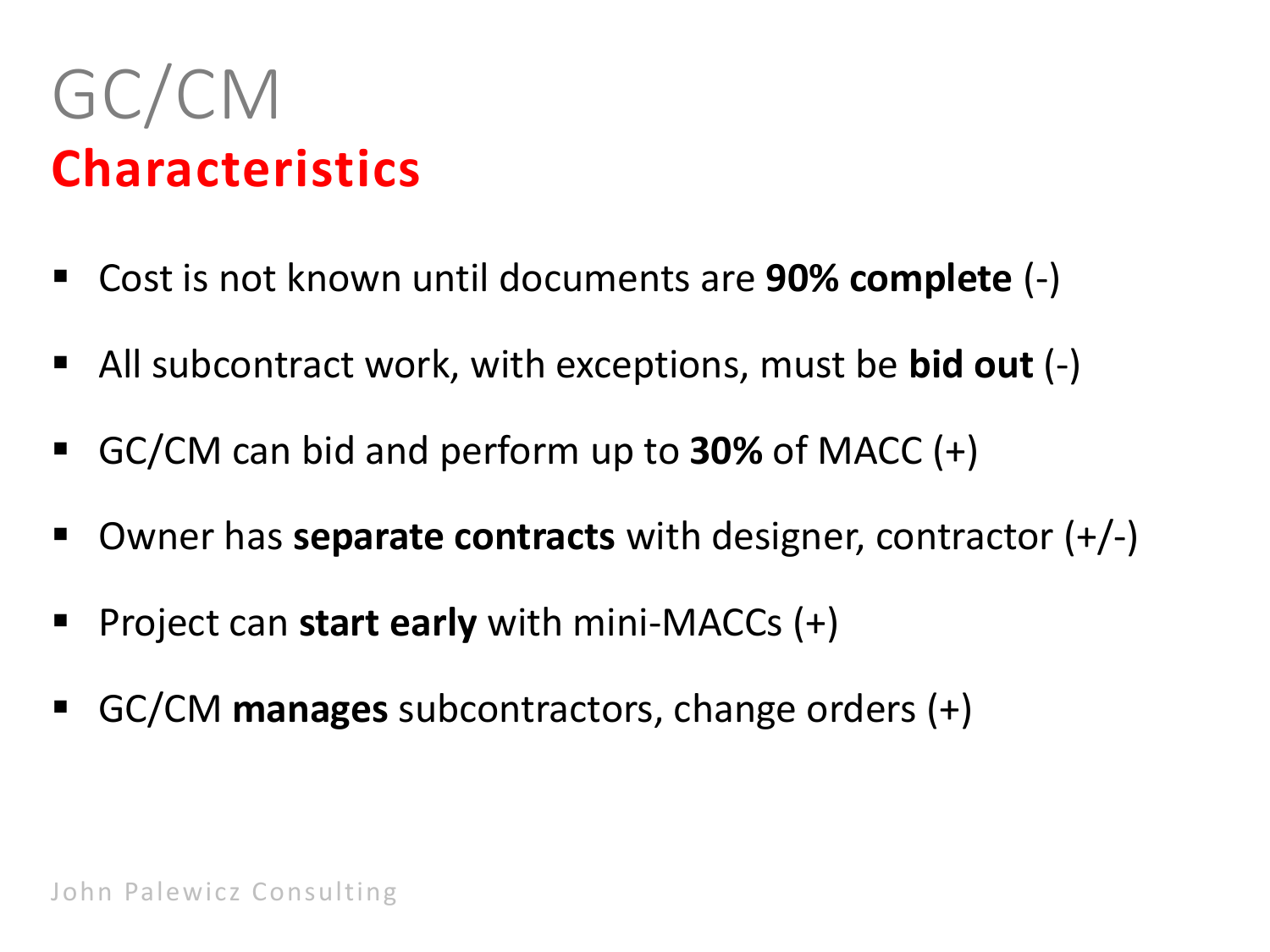# GC/CM

## Characteristics

- Cost is not known until documents are **90% complete** (-)
- All subcontract work, with exceptions, must be **bid out** (-)
- GC/CM can bid and perform up to **30%** of MACC (+)
- Owner has **separate contracts** with designer, contractor (+/-)
- Project can **start early** with mini-MACCs (+)
- GC/CM **manages** subcontractors, change orders (+)

John Palewicz Consulting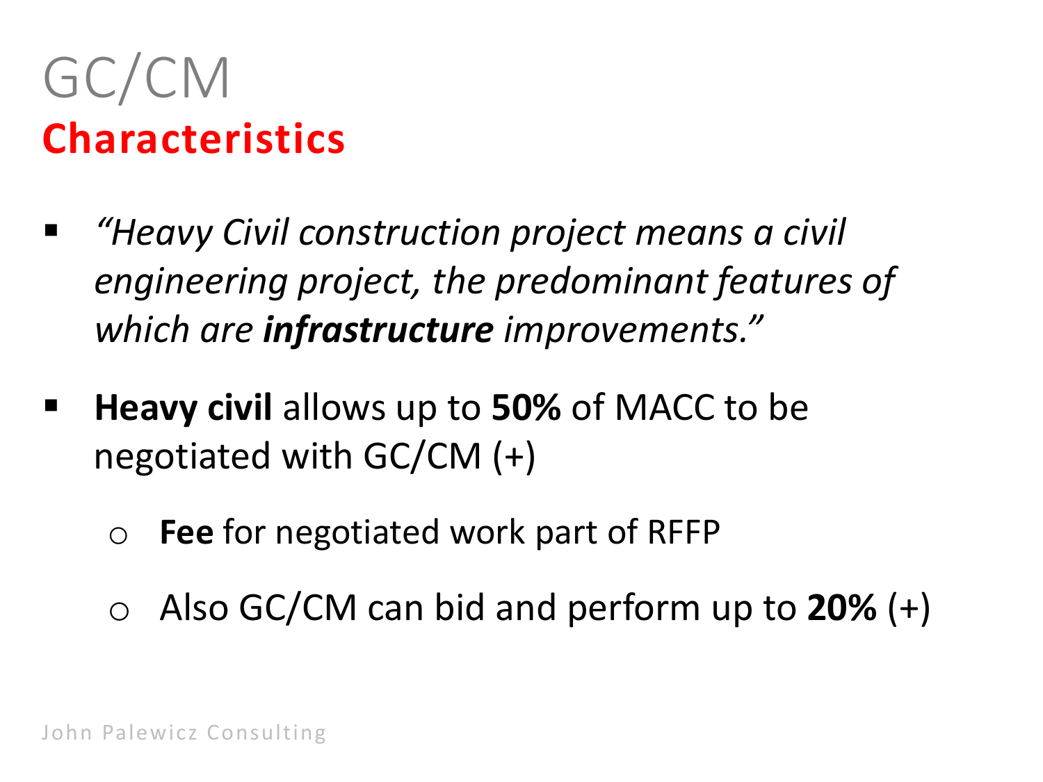# GC/CM

## Characteristics

- *"Heavy Civil construction project means a civil engineering project, the predominant features of which are **infrastructure** improvements."*
- **Heavy civil** allows up to **50%** of MACC to be negotiated with GC/CM (+)
  - **Fee** for negotiated work part of RFFP
  - Also GC/CM can bid and perform up to **20%** (+)

John Palewicz Consulting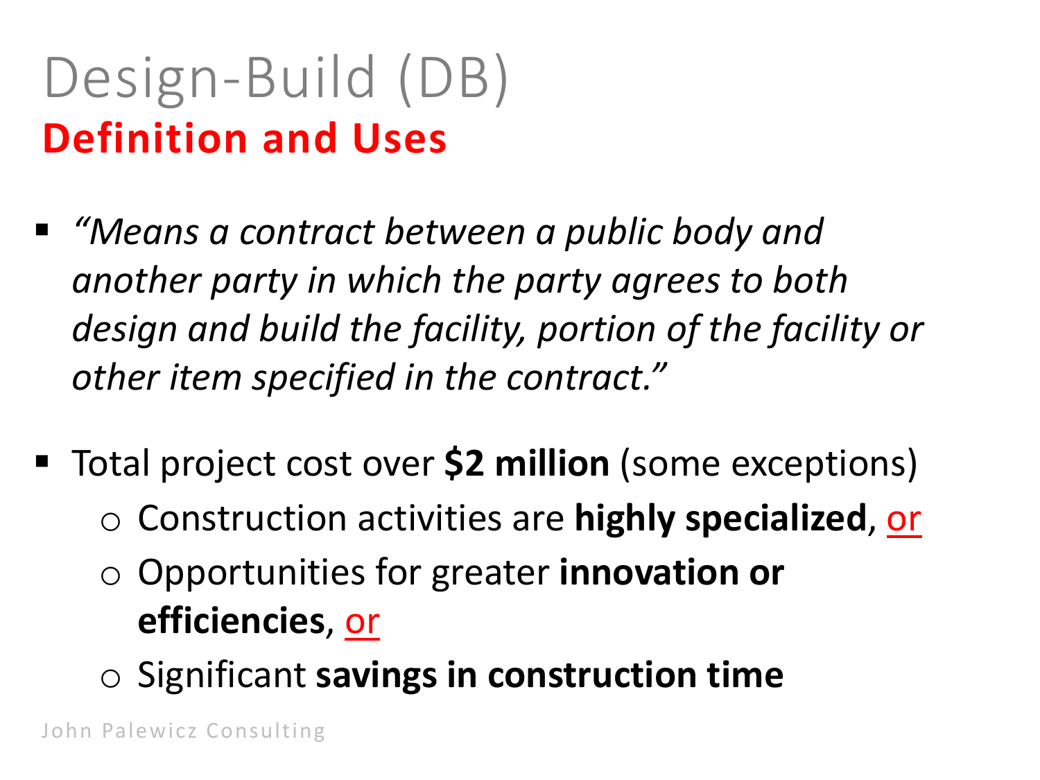# Design-Build (DB)

## Definition and Uses

- *"Means a contract between a public body and another party in which the party agrees to both design and build the facility, portion of the facility or other item specified in the contract."*

- Total project cost over **$2 million** (some exceptions)
  - Construction activities are **highly specialized**, <u>or</u>
  - Opportunities for greater **innovation or efficiencies**, <u>or</u>
  - Significant **savings in construction time**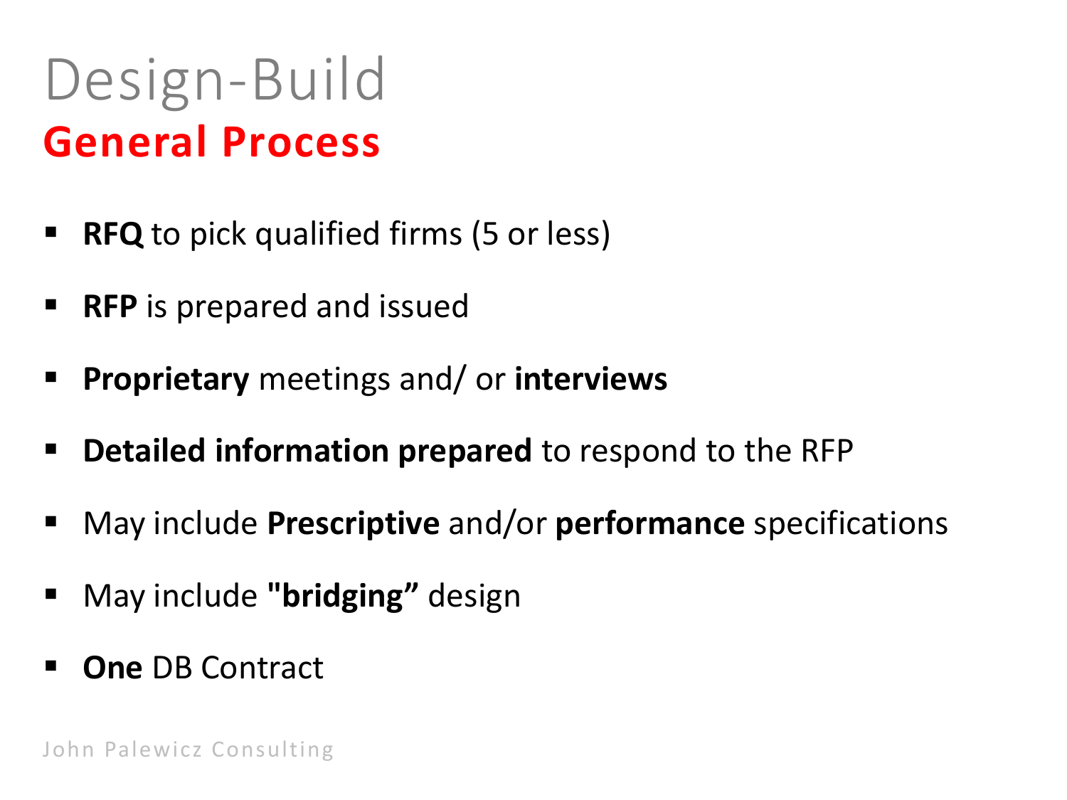# Design-Build
## General Process

- **RFQ** to pick qualified firms (5 or less)
- **RFP** is prepared and issued
- **Proprietary** meetings and/ or **interviews**
- **Detailed information prepared** to respond to the RFP
- May include **Prescriptive** and/or **performance** specifications
- May include **"bridging"** design
- **One** DB Contract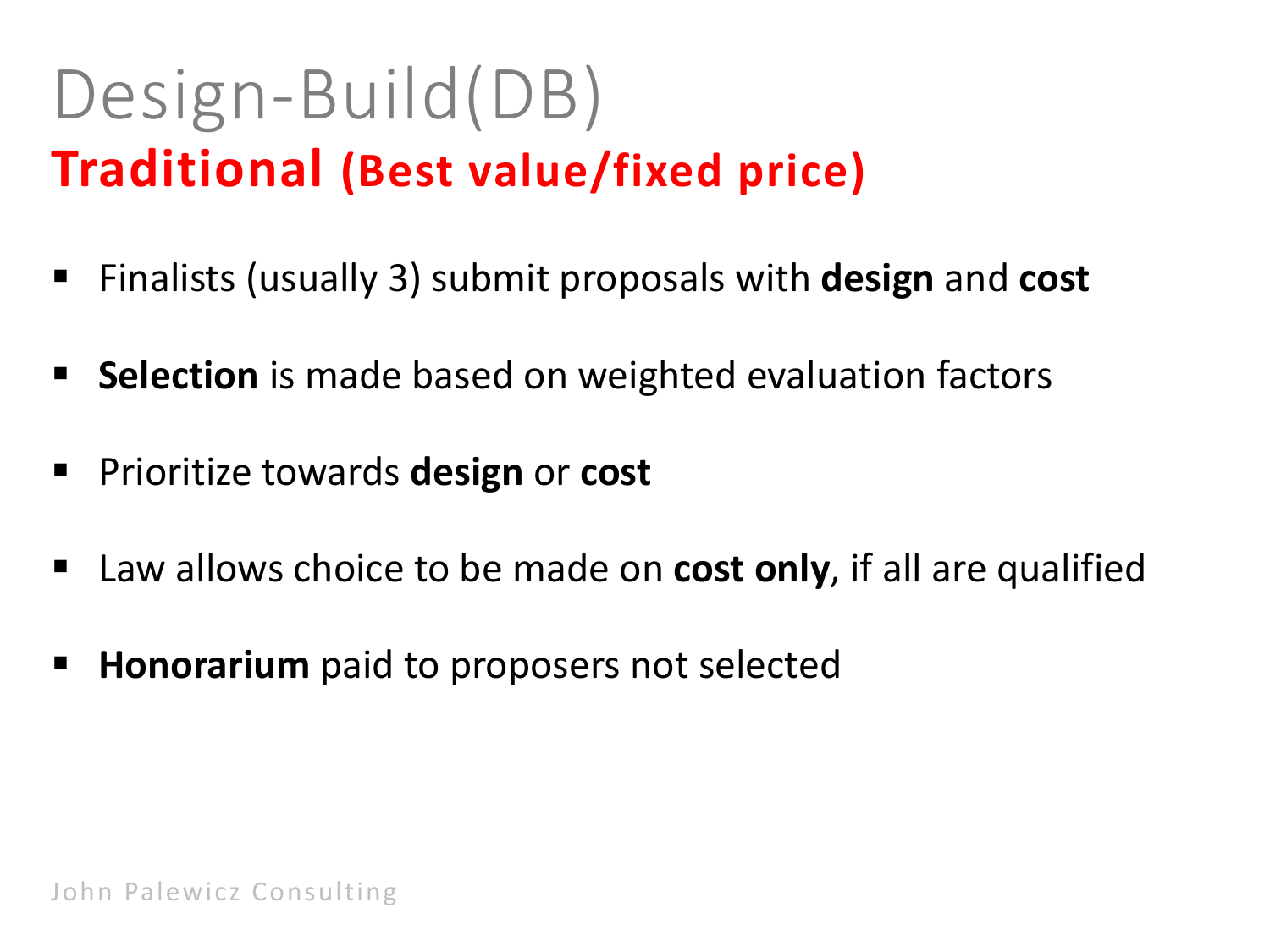# Design-Build(DB)

## Traditional (Best value/fixed price)

- Finalists (usually 3) submit proposals with **design** and **cost**
- **Selection** is made based on weighted evaluation factors
- Prioritize towards **design** or **cost**
- Law allows choice to be made on **cost only**, if all are qualified
- **Honorarium** paid to proposers not selected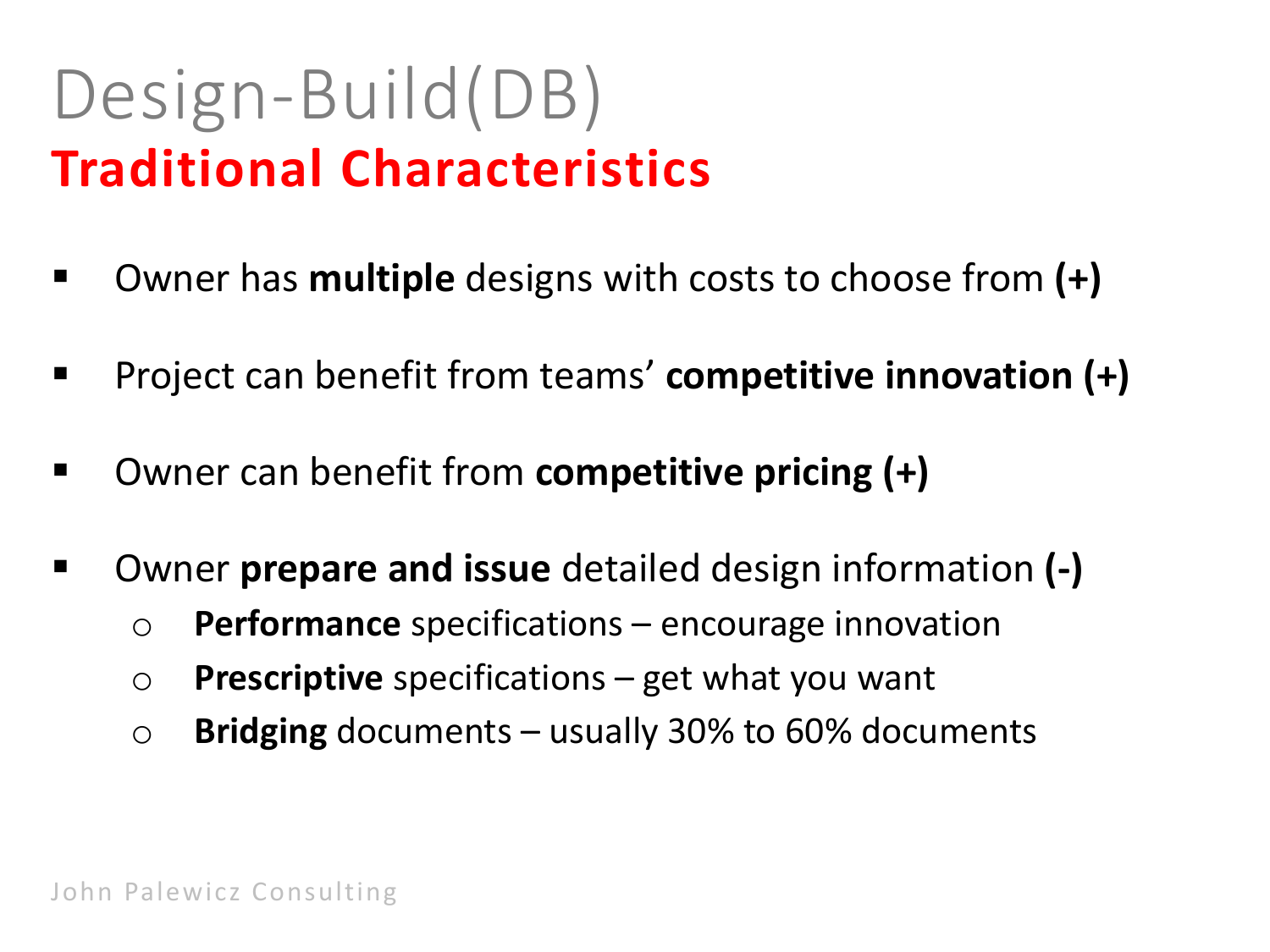# Design-Build(DB)

## Traditional Characteristics

- Owner has **multiple** designs with costs to choose from **(+)**
- Project can benefit from teams' **competitive innovation (+)**
- Owner can benefit from **competitive pricing (+)**
- Owner **prepare and issue** detailed design information **(-)**
  - **Performance** specifications – encourage innovation
  - **Prescriptive** specifications – get what you want
  - **Bridging** documents – usually 30% to 60% documents

John Palewicz Consulting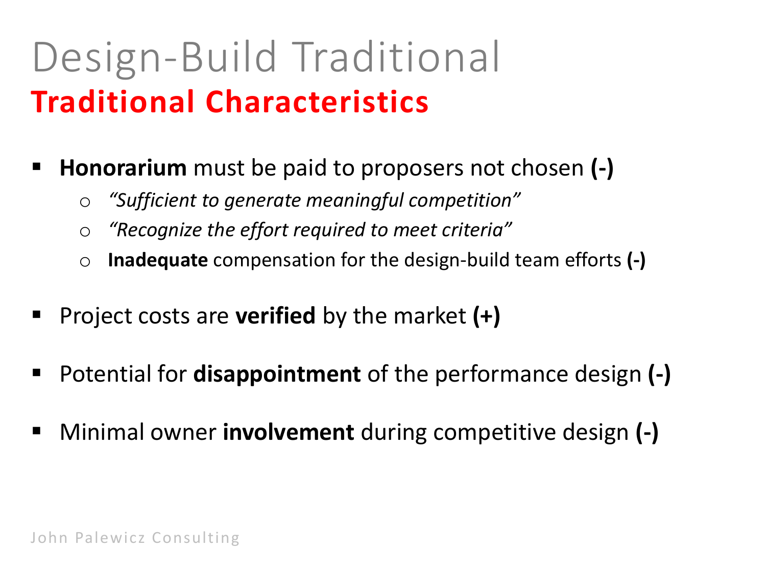# Design-Build Traditional

## Traditional Characteristics

- **Honorarium** must be paid to proposers not chosen **(-)**
  - *"Sufficient to generate meaningful competition"*
  - *"Recognize the effort required to meet criteria"*
  - **Inadequate** compensation for the design-build team efforts **(-)**
- Project costs are **verified** by the market **(+)**
- Potential for **disappointment** of the performance design **(-)**
- Minimal owner **involvement** during competitive design **(-)**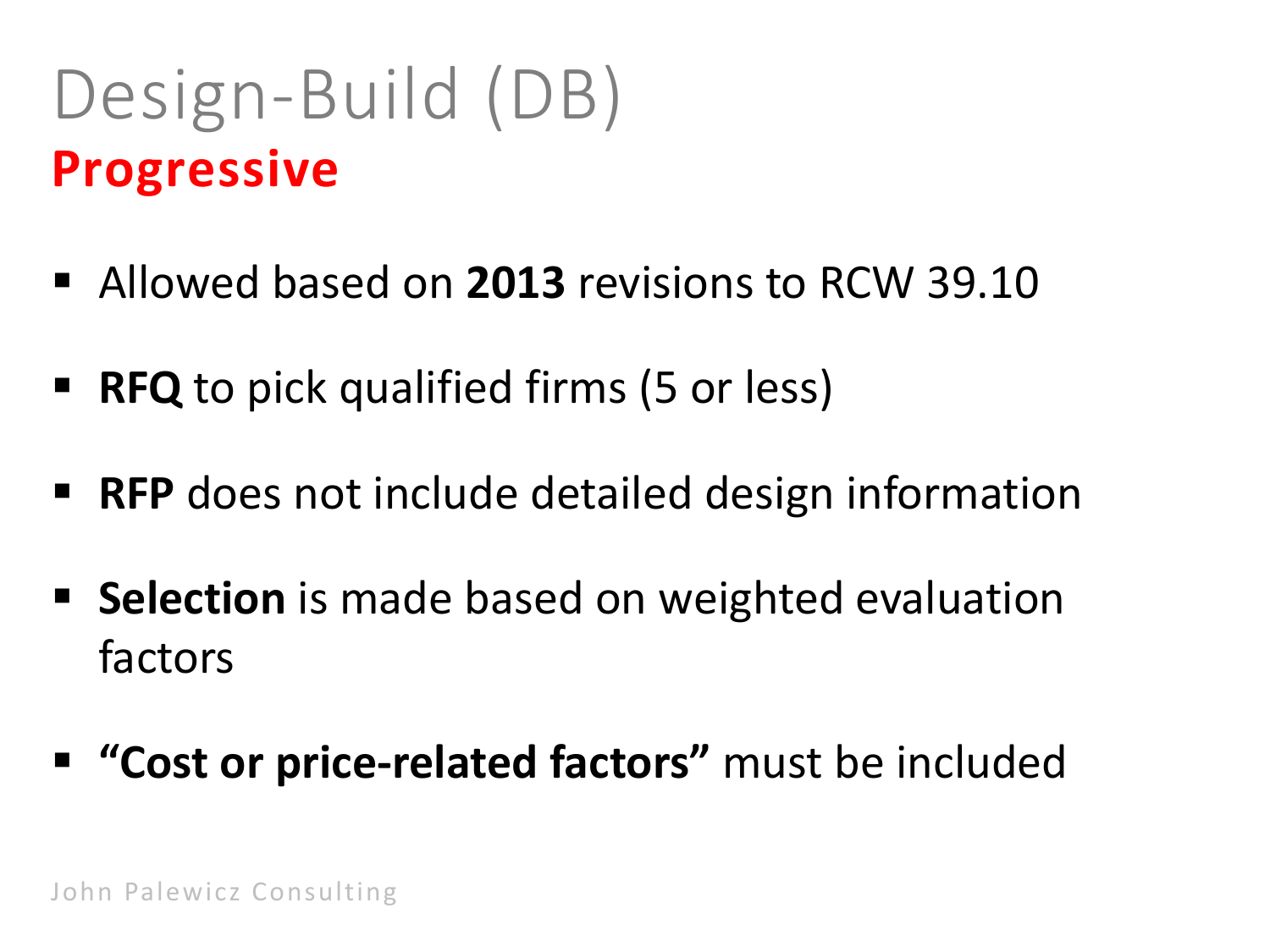# Design-Build (DB)

## Progressive

- Allowed based on **2013** revisions to RCW 39.10
- **RFQ** to pick qualified firms (5 or less)
- **RFP** does not include detailed design information
- **Selection** is made based on weighted evaluation factors
- **"Cost or price-related factors"** must be included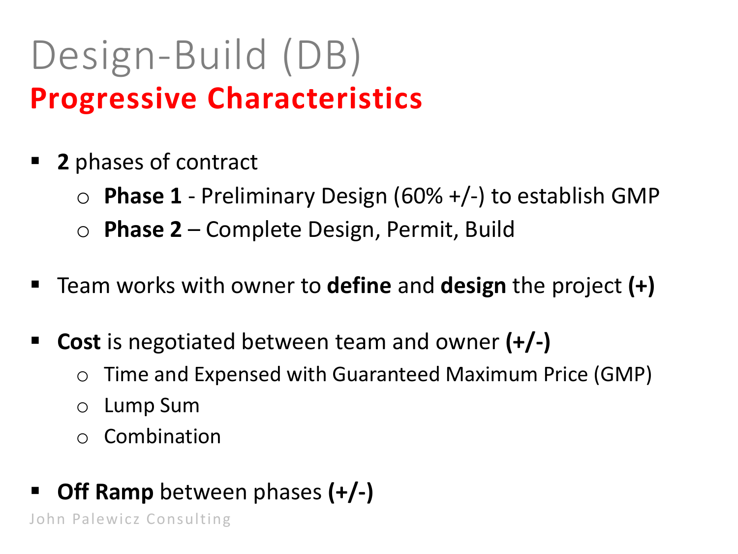# Design-Build (DB)

## Progressive Characteristics

- **2** phases of contract
  - **Phase 1** - Preliminary Design (60% +/-) to establish GMP
  - **Phase 2** – Complete Design, Permit, Build

- Team works with owner to **define** and **design** the project **(+)**

- **Cost** is negotiated between team and owner **(+/-)**
  - Time and Expensed with Guaranteed Maximum Price (GMP)
  - Lump Sum
  - Combination

- **Off Ramp** between phases **(+/-)**

John Palewicz Consulting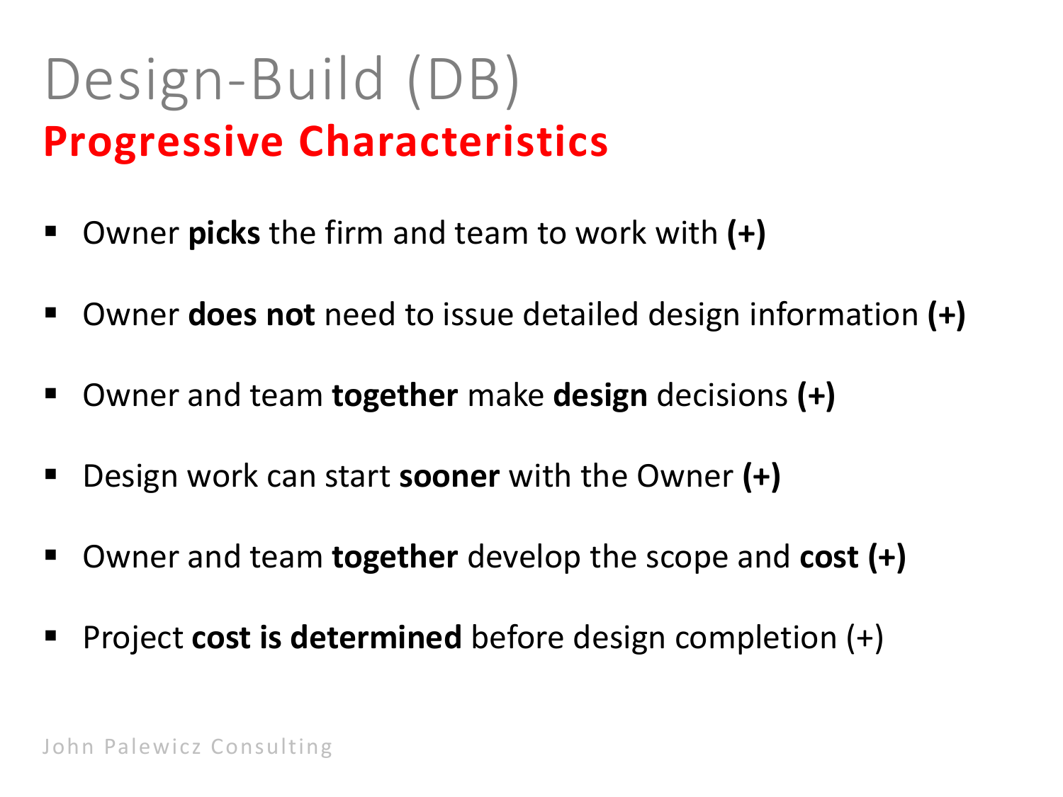# Design-Build (DB)

## Progressive Characteristics

- Owner **picks** the firm and team to work with **(+)**
- Owner **does not** need to issue detailed design information **(+)**
- Owner and team **together** make **design** decisions **(+)**
- Design work can start **sooner** with the Owner **(+)**
- Owner and team **together** develop the scope and **cost (+)**
- Project **cost is determined** before design completion (+)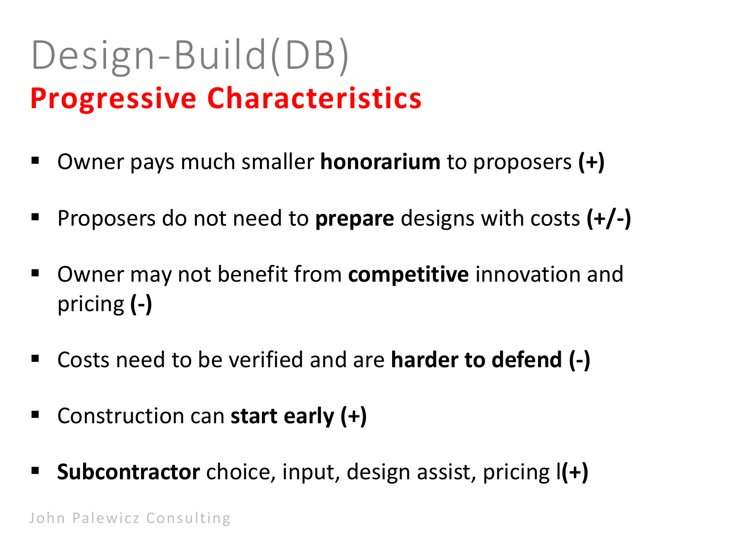# Design-Build(DB)

## Progressive Characteristics

- Owner pays much smaller **honorarium** to proposers **(+)**
- Proposers do not need to **prepare** designs with costs **(+/-)**
- Owner may not benefit from **competitive** innovation and pricing **(-)**
- Costs need to be verified and are **harder to defend (-)**
- Construction can **start early (+)**
- **Subcontractor** choice, input, design assist, pricing l**(+)**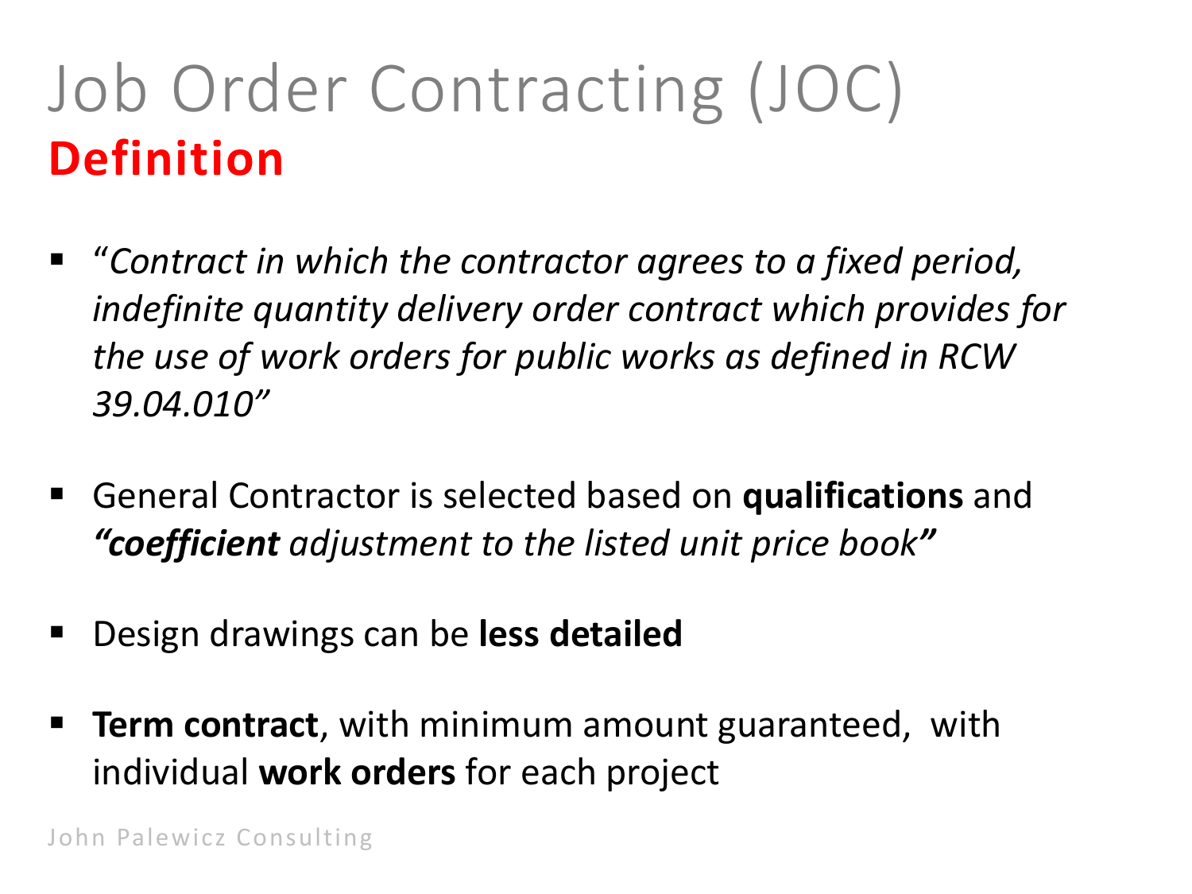# Job Order Contracting (JOC)
## Definition

- "*Contract in which the contractor agrees to a fixed period, indefinite quantity delivery order contract which provides for the use of work orders for public works as defined in RCW 39.04.010*"

- General Contractor is selected based on **qualifications** and ***"coefficient** adjustment to the listed unit price book"*

- Design drawings can be **less detailed**

- **Term contract**, with minimum amount guaranteed, with individual **work orders** for each project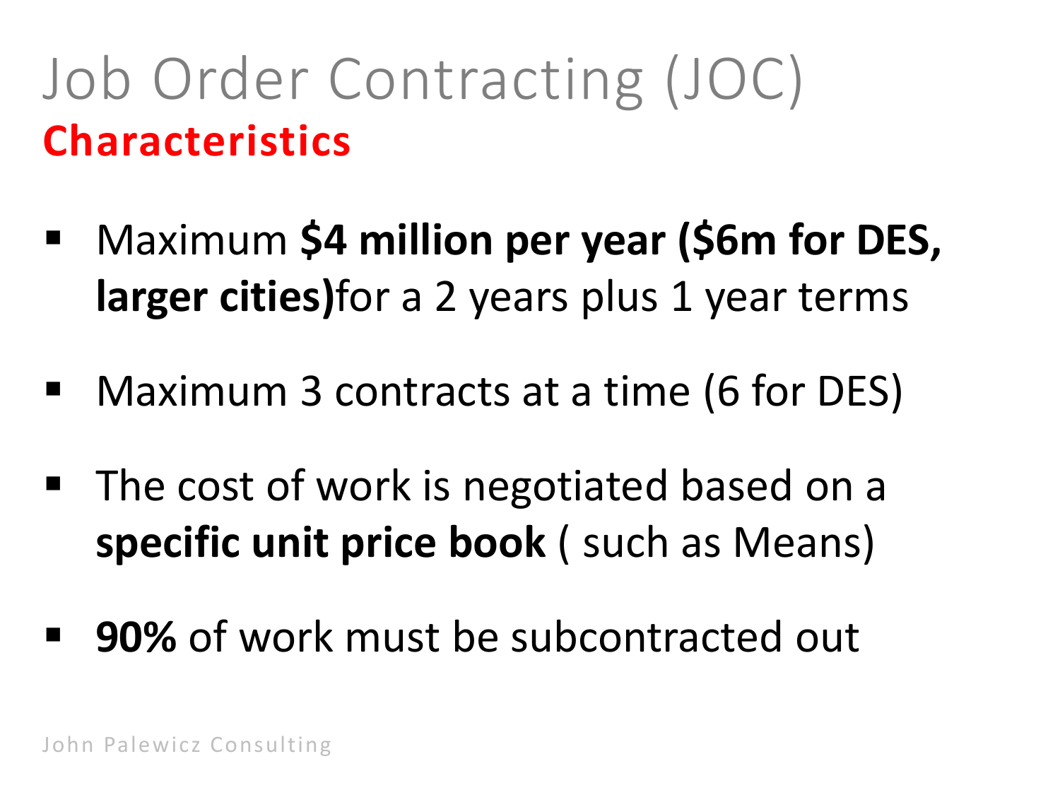# Job Order Contracting (JOC)

## Characteristics

- Maximum **$4 million per year ($6m for DES, larger cities)**for a 2 years plus 1 year terms
- Maximum 3 contracts at a time (6 for DES)
- The cost of work is negotiated based on a **specific unit price book** ( such as Means)
- **90%** of work must be subcontracted out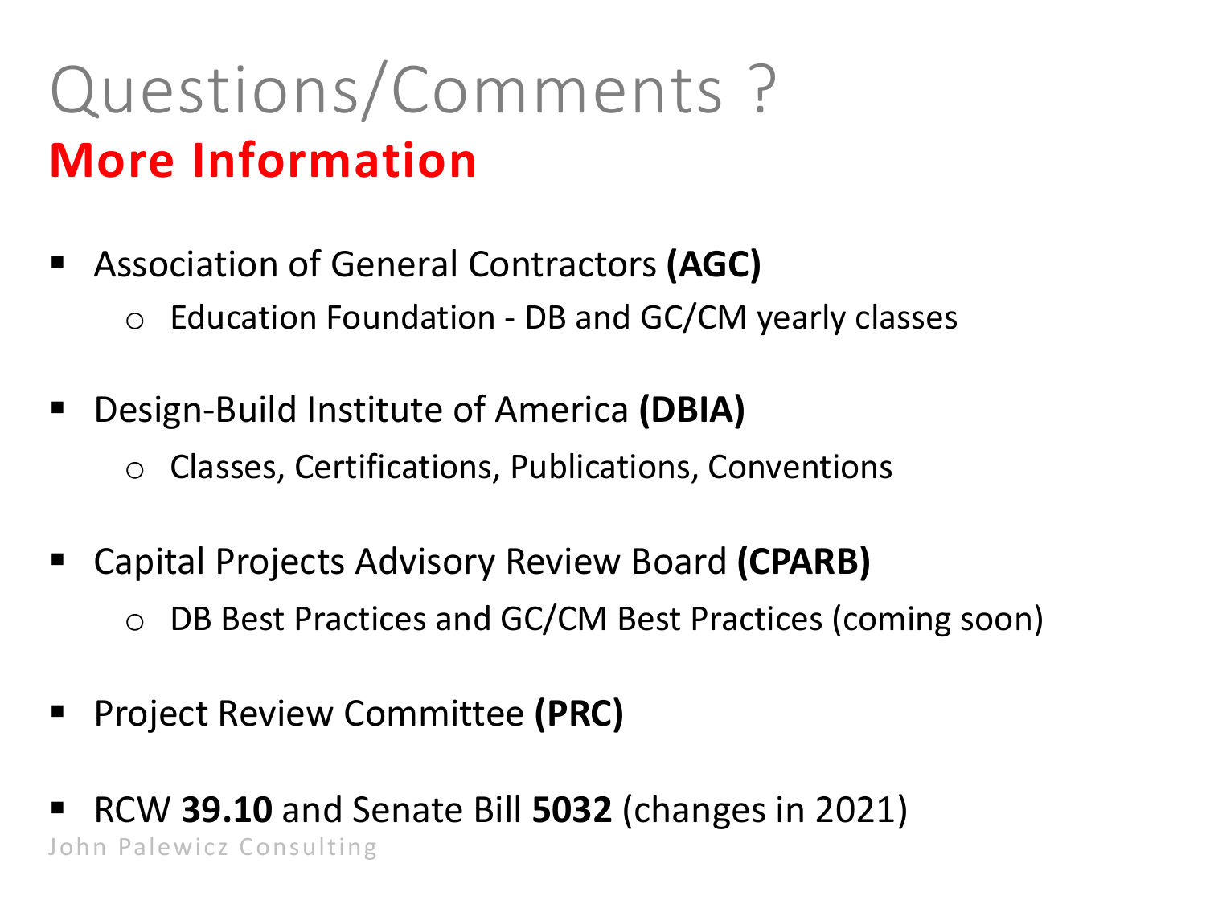# Questions/Comments ?

## **More Information**

- Association of General Contractors **(AGC)**
  - Education Foundation - DB and GC/CM yearly classes
- Design-Build Institute of America **(DBIA)**
  - Classes, Certifications, Publications, Conventions
- Capital Projects Advisory Review Board **(CPARB)**
  - DB Best Practices and GC/CM Best Practices (coming soon)
- Project Review Committee **(PRC)**
- RCW **39.10** and Senate Bill **5032** (changes in 2021)